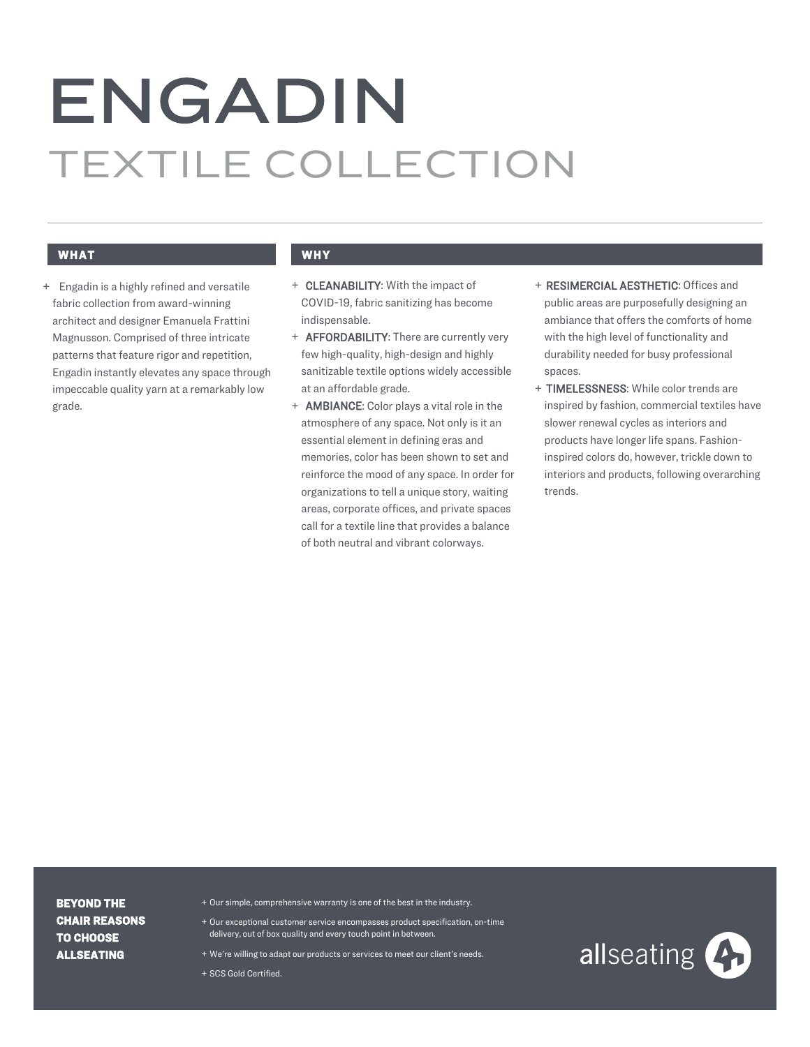# ENGADIN

## TEXTILE COLLECTION

### WHAT

- Engadin is a highly refined and versatile fabric collection from award-winning architect and designer Emanuela Frattini Magnusson. Comprised of three intricate patterns that feature rigor and repetition, Engadin instantly elevates any space through impeccable quality yarn at a remarkably low grade.

### WHY

- **CLEANABILITY**: With the impact of COVID-19, fabric sanitizing has become indispensable.
- **AFFORDABILITY**: There are currently very few high-quality, high-design and highly sanitizable textile options widely accessible at an affordable grade.
- **AMBIANCE**: Color plays a vital role in the atmosphere of any space. Not only is it an essential element in defining eras and memories, color has been shown to set and reinforce the mood of any space. In order for organizations to tell a unique story, waiting areas, corporate offices, and private spaces call for a textile line that provides a balance of both neutral and vibrant colorways.
- **RESIMERCIAL AESTHETIC**: Offices and public areas are purposefully designing an ambiance that offers the comforts of home with the high level of functionality and durability needed for busy professional spaces.
- **TIMELESSNESS**: While color trends are inspired by fashion, commercial textiles have slower renewal cycles as interiors and products have longer life spans. Fashion-inspired colors do, however, trickle down to interiors and products, following overarching trends.

**BEYOND THE CHAIR REASONS TO CHOOSE ALLSEATING**

- Our simple, comprehensive warranty is one of the best in the industry.
- Our exceptional customer service encompasses product specification, on-time delivery, out of box quality and every touch point in between.
- We're willing to adapt our products or services to meet our client's needs.
- SCS Gold Certified.

allseating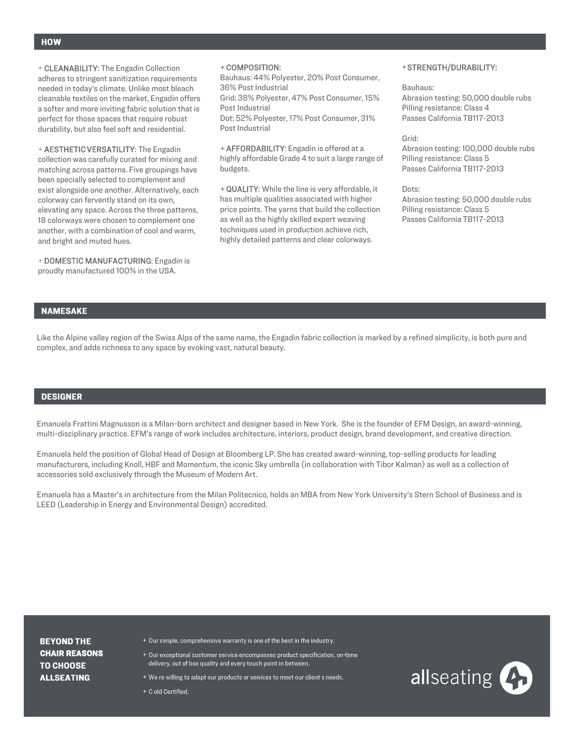## HOW

+ **CLEANABILITY**: The Engadin Collection adheres to stringent sanitization requirements needed in today's climate. Unlike most bleach cleanable textiles on the market, Engadin offers a softer and more inviting fabric solution that is perfect for those spaces that require robust durability, but also feel soft and residential.

+ **AESTHETIC VERSATILITY**: The Engadin collection was carefully curated for mixing and matching across patterns. Five groupings have been specially selected to complement and exist alongside one another. Alternatively, each colorway can fervently stand on its own, elevating any space. Across the three patterns, 18 colorways were chosen to complement one another, with a combination of cool and warm, and bright and muted hues.

+ **DOMESTIC MANUFACTURING**: Engadin is proudly manufactured 100% in the USA.

+ **COMPOSITION:**
Bauhaus: 44% Polyester, 20% Post Consumer, 36% Post Industrial
Grid: 38% Polyester, 47% Post Consumer, 15% Post Industrial
Dot: 52% Polyester, 17% Post Consumer, 31% Post Industrial

+ **AFFORDABILITY**: Engadin is offered at a highly affordable Grade 4 to suit a large range of budgets.

+ **QUALITY**: While the line is very affordable, it has multiple qualities associated with higher price points. The yarns that build the collection as well as the highly skilled expert weaving techniques used in production achieve rich, highly detailed patterns and clear colorways.

+ **STRENGTH/DURABILITY:**

Bauhaus:
Abrasion testing: 50,000 double rubs
Pilling resistance: Class 4
Passes California TB117-2013

Grid:
Abrasion testing: 100,000 double rubs
Pilling resistance: Class 5
Passes California TB117-2013

Dots:
Abrasion testing: 50,000 double rubs
Pilling resistance: Class 5
Passes California TB117-2013

## NAMESAKE

Like the Alpine valley region of the Swiss Alps of the same name, the Engadin fabric collection is marked by a refined simplicity, is both pure and complex, and adds richness to any space by evoking vast, natural beauty.

## DESIGNER

Emanuela Frattini Magnusson is a Milan-born architect and designer based in New York. She is the founder of EFM Design, an award-winning, multi-disciplinary practice. EFM's range of work includes architecture, interiors, product design, brand development, and creative direction.

Emanuela held the position of Global Head of Design at Bloomberg LP. She has created award-winning, top-selling products for leading manufacturers, including Knoll, HBF and Momentum, the iconic Sky umbrella (in collaboration with Tibor Kalman) as well as a collection of accessories sold exclusively through the Museum of Modern Art.

Emanuela has a Master's in architecture from the Milan Politecnico, holds an MBA from New York University's Stern School of Business and is LEED (Leadership in Energy and Environmental Design) accredited.

**BEYOND THE CHAIR REASONS TO CHOOSE ALLSEATING**

+ Our simple, comprehensive warranty is one of the best in the industry.
+ Our exceptional customer service encompasses product specification, on-time delivery, out of box quality and every touch point in between.
+ We re willing to adapt our products or services to meet our client s needs.
+ C old Certified.

allseating